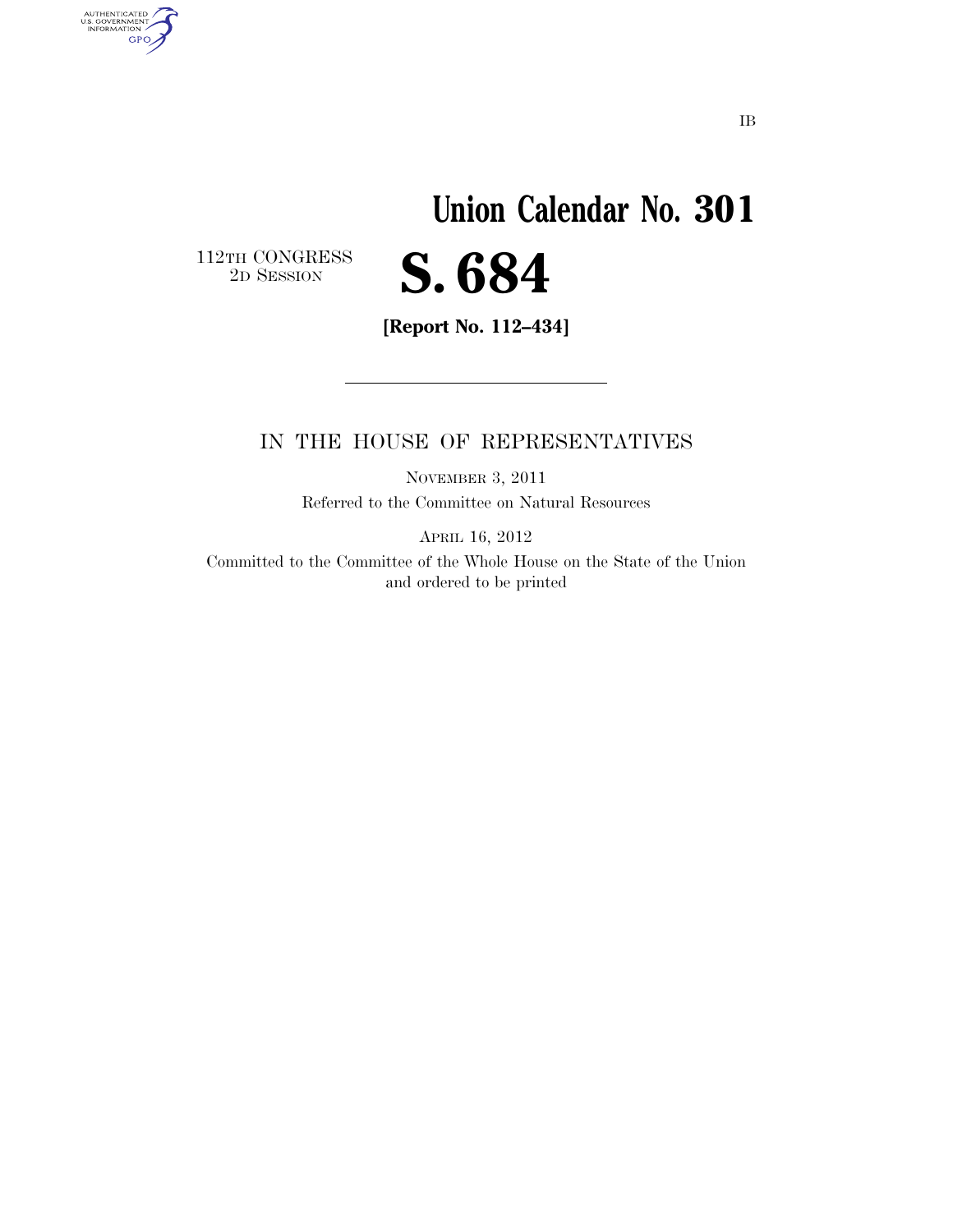IB

# Union Calendar No. 301

112TH CONGRESS
2D SESSION

# S. 684

**[Report No. 112–434]**

---

IN THE HOUSE OF REPRESENTATIVES

NOVEMBER 3, 2011

Referred to the Committee on Natural Resources

APRIL 16, 2012

Committed to the Committee of the Whole House on the State of the Union and ordered to be printed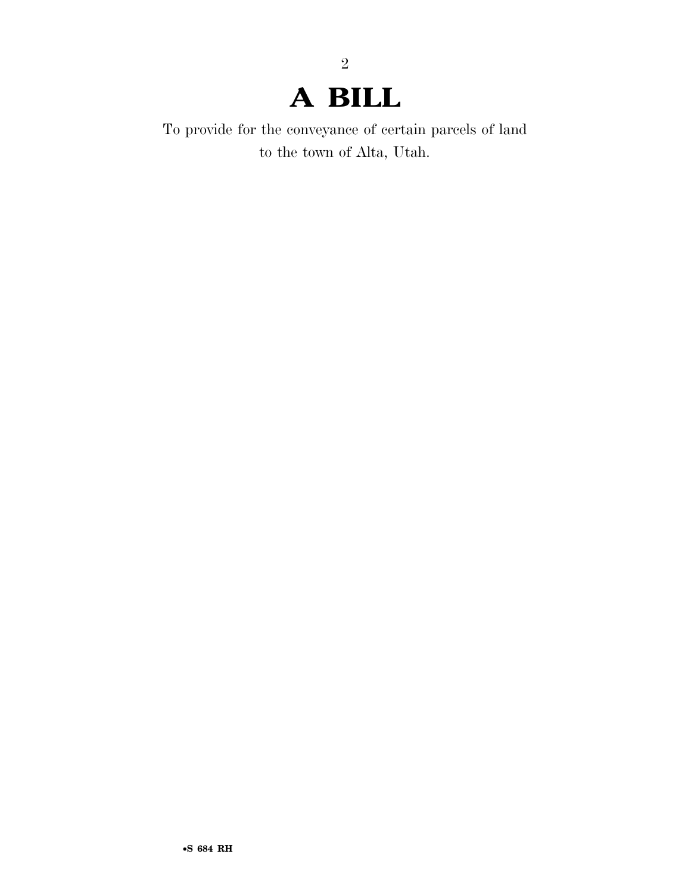# A BILL

To provide for the conveyance of certain parcels of land to the town of Alta, Utah.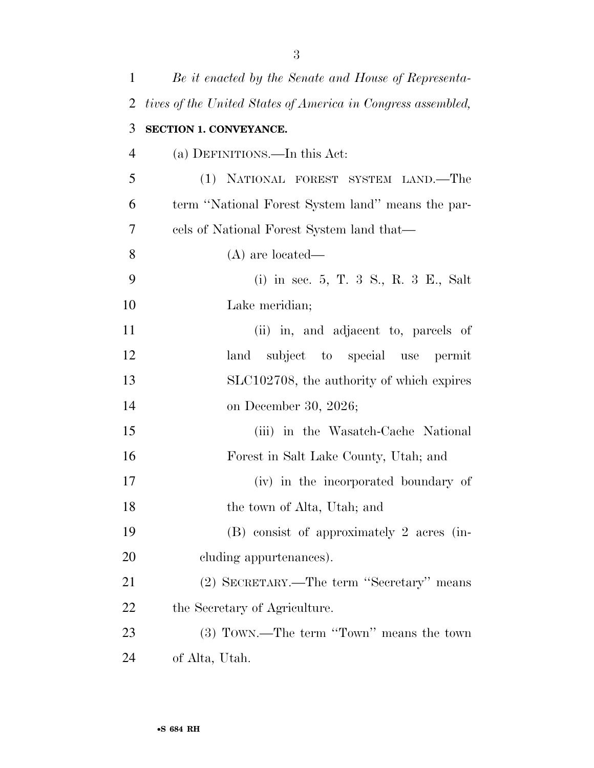*Be it enacted by the Senate and House of Representatives of the United States of America in Congress assembled,*

**SECTION 1. CONVEYANCE.**

(a) DEFINITIONS.—In this Act:

(1) NATIONAL FOREST SYSTEM LAND.—The term "National Forest System land" means the parcels of National Forest System land that—

(A) are located—

(i) in sec. 5, T. 3 S., R. 3 E., Salt Lake meridian;

(ii) in, and adjacent to, parcels of land subject to special use permit SLC102708, the authority of which expires on December 30, 2026;

(iii) in the Wasatch-Cache National Forest in Salt Lake County, Utah; and

(iv) in the incorporated boundary of the town of Alta, Utah; and

(B) consist of approximately 2 acres (including appurtenances).

(2) SECRETARY.—The term "Secretary" means the Secretary of Agriculture.

(3) TOWN.—The term "Town" means the town of Alta, Utah.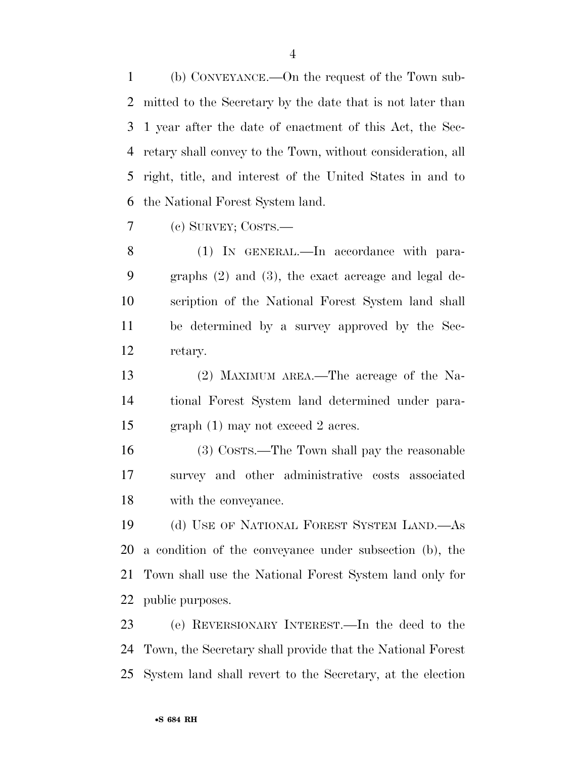(b) CONVEYANCE.—On the request of the Town submitted to the Secretary by the date that is not later than 1 year after the date of enactment of this Act, the Secretary shall convey to the Town, without consideration, all right, title, and interest of the United States in and to the National Forest System land.

(c) SURVEY; COSTS.—

(1) IN GENERAL.—In accordance with paragraphs (2) and (3), the exact acreage and legal description of the National Forest System land shall be determined by a survey approved by the Secretary.

(2) MAXIMUM AREA.—The acreage of the National Forest System land determined under paragraph (1) may not exceed 2 acres.

(3) COSTS.—The Town shall pay the reasonable survey and other administrative costs associated with the conveyance.

(d) USE OF NATIONAL FOREST SYSTEM LAND.—As a condition of the conveyance under subsection (b), the Town shall use the National Forest System land only for public purposes.

(e) REVERSIONARY INTEREST.—In the deed to the Town, the Secretary shall provide that the National Forest System land shall revert to the Secretary, at the election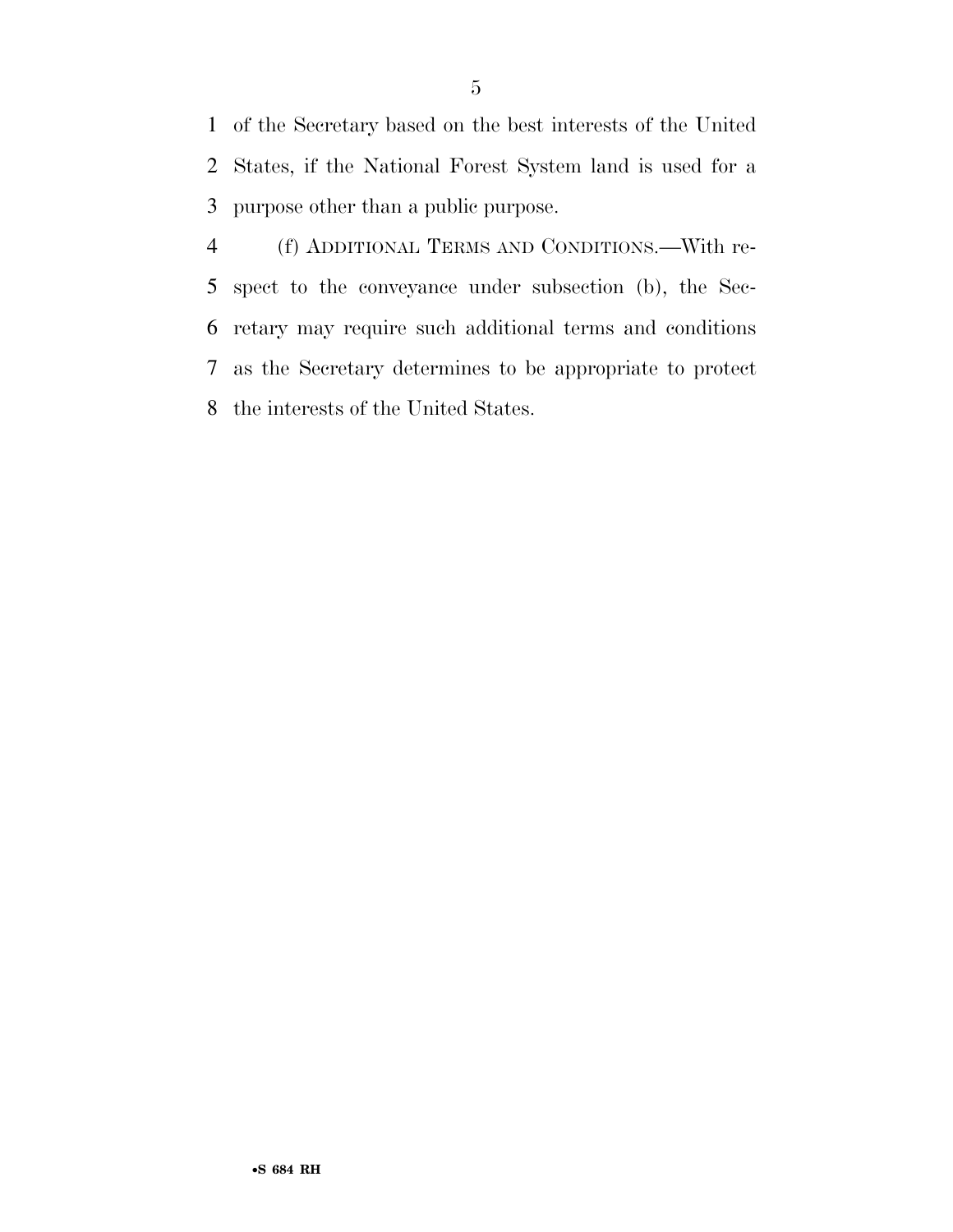of the Secretary based on the best interests of the United States, if the National Forest System land is used for a purpose other than a public purpose.

(f) ADDITIONAL TERMS AND CONDITIONS.—With respect to the conveyance under subsection (b), the Secretary may require such additional terms and conditions as the Secretary determines to be appropriate to protect the interests of the United States.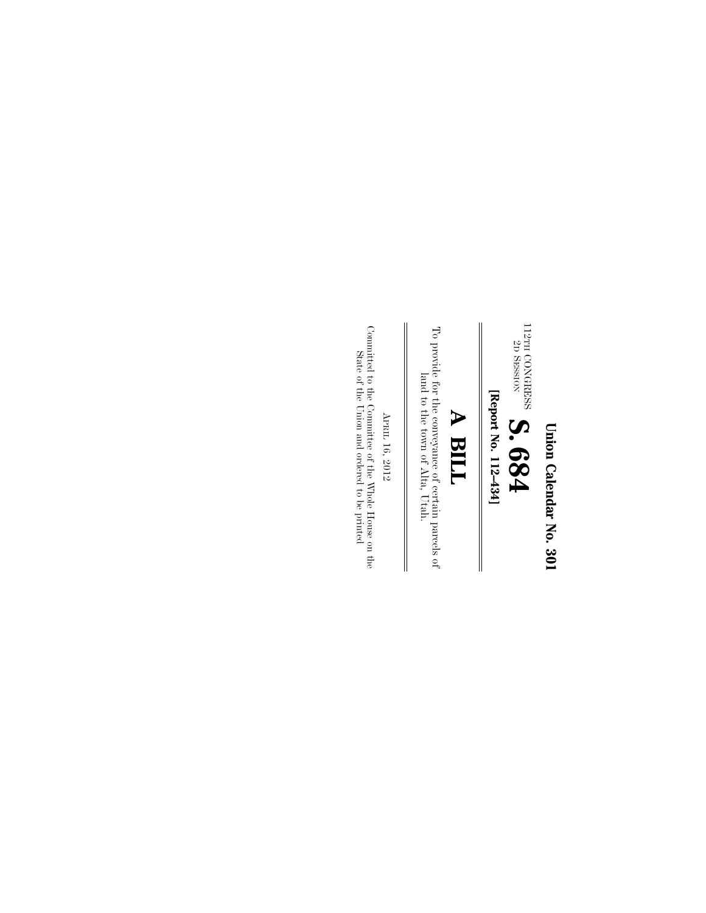**Union Calendar No. 301**

112TH CONGRESS
2D SESSION

# S. 684

**[Report No. 112–434]**

---

# A BILL

To provide for the conveyance of certain parcels of land to the town of Alta, Utah.

---

APRIL 16, 2012

Committed to the Committee of the Whole House on the State of the Union and ordered to be printed